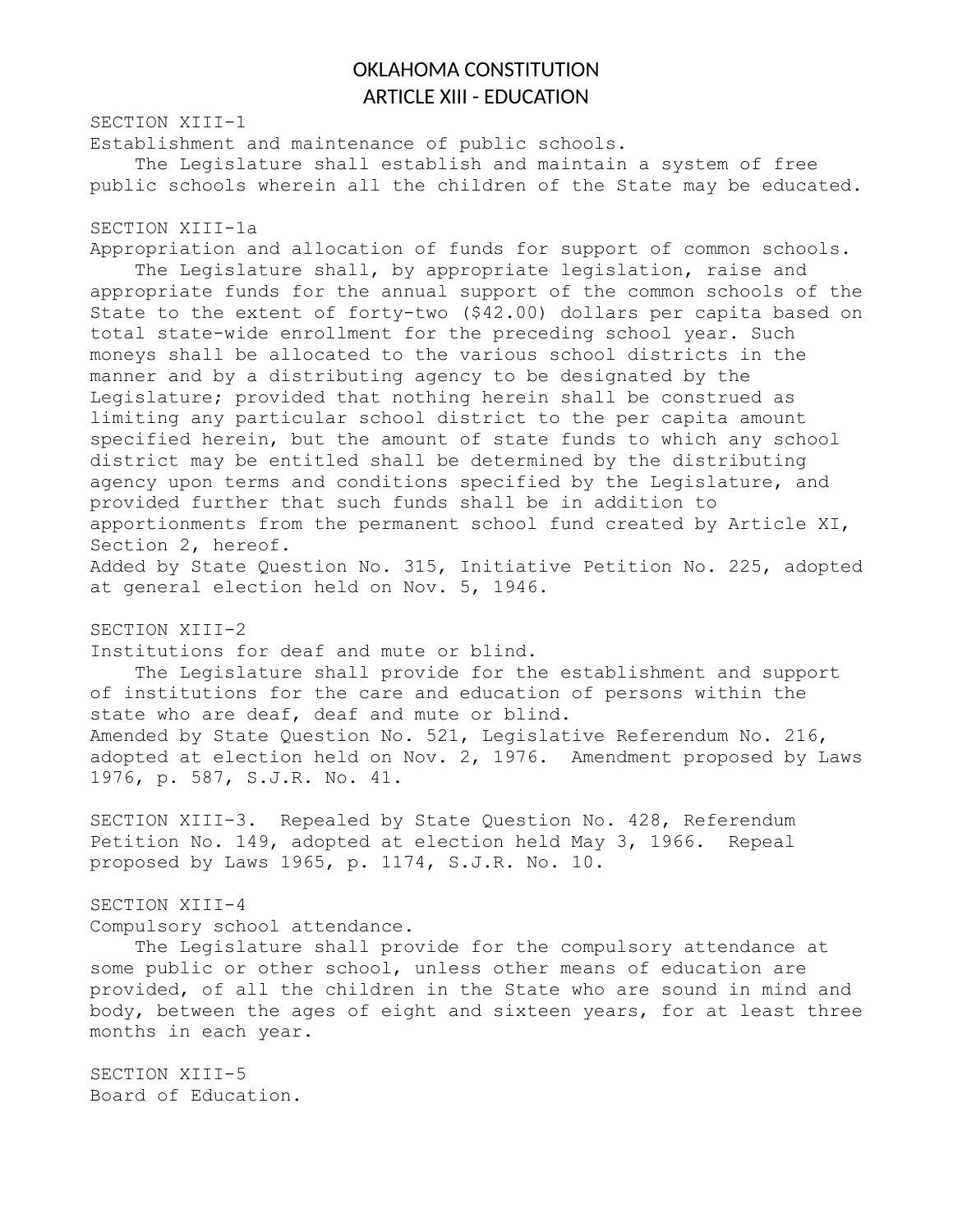# OKLAHOMA CONSTITUTION
## ARTICLE XIII - EDUCATION

SECTION XIII-1

Establishment and maintenance of public schools.

The Legislature shall establish and maintain a system of free public schools wherein all the children of the State may be educated.

SECTION XIII-1a

Appropriation and allocation of funds for support of common schools.

The Legislature shall, by appropriate legislation, raise and appropriate funds for the annual support of the common schools of the State to the extent of forty-two ($42.00) dollars per capita based on total state-wide enrollment for the preceding school year. Such moneys shall be allocated to the various school districts in the manner and by a distributing agency to be designated by the Legislature; provided that nothing herein shall be construed as limiting any particular school district to the per capita amount specified herein, but the amount of state funds to which any school district may be entitled shall be determined by the distributing agency upon terms and conditions specified by the Legislature, and provided further that such funds shall be in addition to apportionments from the permanent school fund created by Article XI, Section 2, hereof.

Added by State Question No. 315, Initiative Petition No. 225, adopted at general election held on Nov. 5, 1946.

SECTION XIII-2

Institutions for deaf and mute or blind.

The Legislature shall provide for the establishment and support of institutions for the care and education of persons within the state who are deaf, deaf and mute or blind.

Amended by State Question No. 521, Legislative Referendum No. 216, adopted at election held on Nov. 2, 1976. Amendment proposed by Laws 1976, p. 587, S.J.R. No. 41.

SECTION XIII-3. Repealed by State Question No. 428, Referendum Petition No. 149, adopted at election held May 3, 1966. Repeal proposed by Laws 1965, p. 1174, S.J.R. No. 10.

SECTION XIII-4

Compulsory school attendance.

The Legislature shall provide for the compulsory attendance at some public or other school, unless other means of education are provided, of all the children in the State who are sound in mind and body, between the ages of eight and sixteen years, for at least three months in each year.

SECTION XIII-5

Board of Education.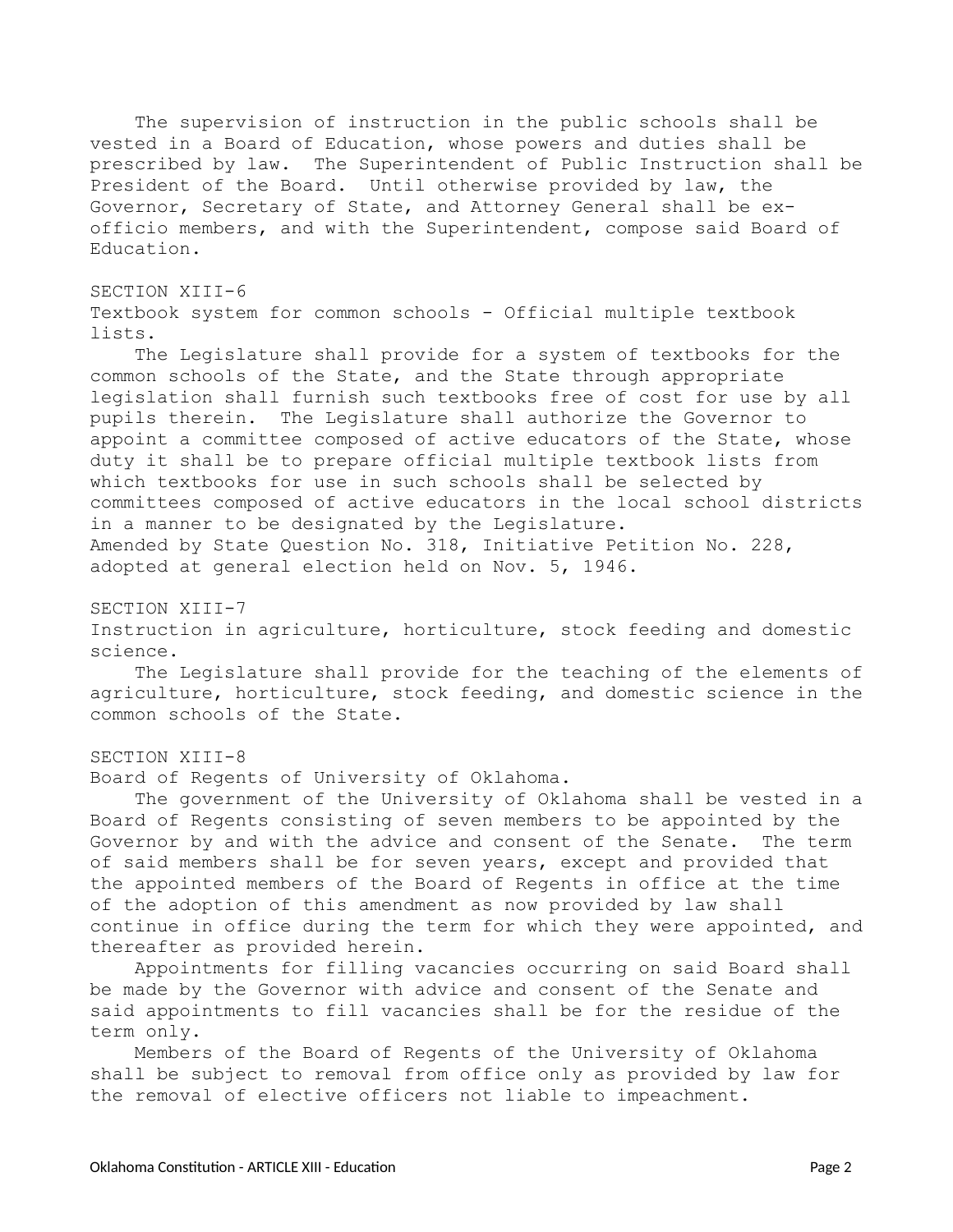The supervision of instruction in the public schools shall be vested in a Board of Education, whose powers and duties shall be prescribed by law. The Superintendent of Public Instruction shall be President of the Board. Until otherwise provided by law, the Governor, Secretary of State, and Attorney General shall be ex-officio members, and with the Superintendent, compose said Board of Education.

SECTION XIII-6

Textbook system for common schools - Official multiple textbook lists.

The Legislature shall provide for a system of textbooks for the common schools of the State, and the State through appropriate legislation shall furnish such textbooks free of cost for use by all pupils therein. The Legislature shall authorize the Governor to appoint a committee composed of active educators of the State, whose duty it shall be to prepare official multiple textbook lists from which textbooks for use in such schools shall be selected by committees composed of active educators in the local school districts in a manner to be designated by the Legislature.

Amended by State Question No. 318, Initiative Petition No. 228, adopted at general election held on Nov. 5, 1946.

SECTION XIII-7

Instruction in agriculture, horticulture, stock feeding and domestic science.

The Legislature shall provide for the teaching of the elements of agriculture, horticulture, stock feeding, and domestic science in the common schools of the State.

SECTION XIII-8

Board of Regents of University of Oklahoma.

The government of the University of Oklahoma shall be vested in a Board of Regents consisting of seven members to be appointed by the Governor by and with the advice and consent of the Senate. The term of said members shall be for seven years, except and provided that the appointed members of the Board of Regents in office at the time of the adoption of this amendment as now provided by law shall continue in office during the term for which they were appointed, and thereafter as provided herein.

Appointments for filling vacancies occurring on said Board shall be made by the Governor with advice and consent of the Senate and said appointments to fill vacancies shall be for the residue of the term only.

Members of the Board of Regents of the University of Oklahoma shall be subject to removal from office only as provided by law for the removal of elective officers not liable to impeachment.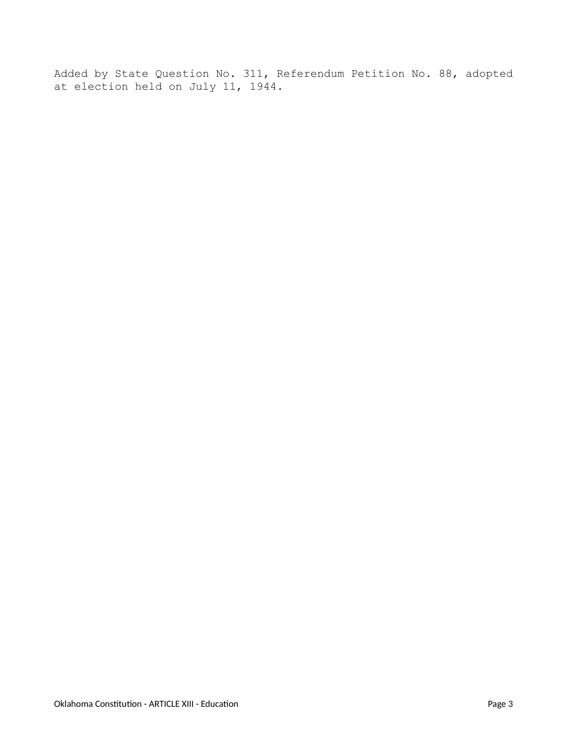Added by State Question No. 311, Referendum Petition No. 88, adopted at election held on July 11, 1944.